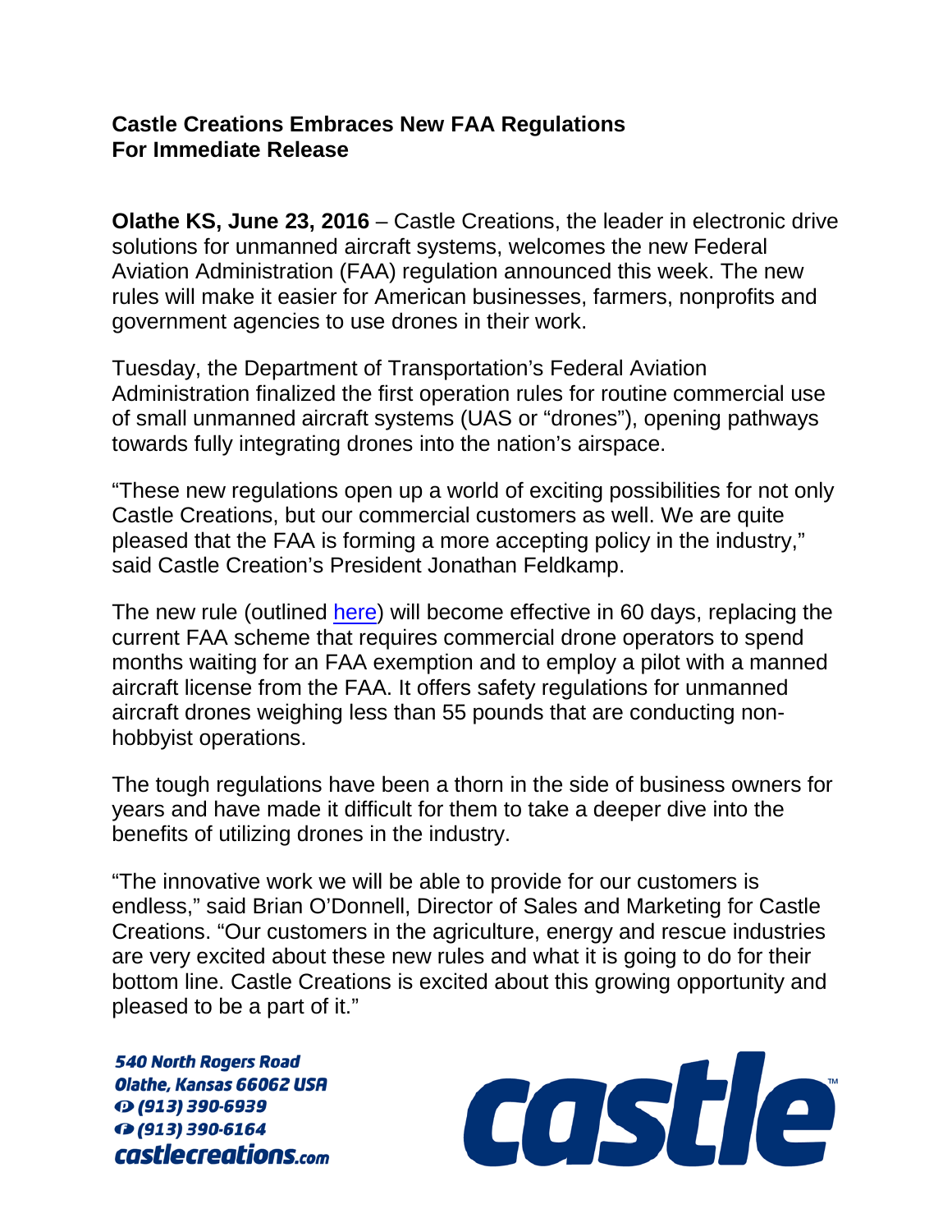**Castle Creations Embraces New FAA Regulations**
**For Immediate Release**

**Olathe KS, June 23, 2016** – Castle Creations, the leader in electronic drive solutions for unmanned aircraft systems, welcomes the new Federal Aviation Administration (FAA) regulation announced this week. The new rules will make it easier for American businesses, farmers, nonprofits and government agencies to use drones in their work.

Tuesday, the Department of Transportation's Federal Aviation Administration finalized the first operation rules for routine commercial use of small unmanned aircraft systems (UAS or "drones"), opening pathways towards fully integrating drones into the nation's airspace.

"These new regulations open up a world of exciting possibilities for not only Castle Creations, but our commercial customers as well. We are quite pleased that the FAA is forming a more accepting policy in the industry," said Castle Creation's President Jonathan Feldkamp.

The new rule (outlined here) will become effective in 60 days, replacing the current FAA scheme that requires commercial drone operators to spend months waiting for an FAA exemption and to employ a pilot with a manned aircraft license from the FAA. It offers safety regulations for unmanned aircraft drones weighing less than 55 pounds that are conducting non-hobbyist operations.

The tough regulations have been a thorn in the side of business owners for years and have made it difficult for them to take a deeper dive into the benefits of utilizing drones in the industry.

"The innovative work we will be able to provide for our customers is endless," said Brian O'Donnell, Director of Sales and Marketing for Castle Creations. "Our customers in the agriculture, energy and rescue industries are very excited about these new rules and what it is going to do for their bottom line. Castle Creations is excited about this growing opportunity and pleased to be a part of it."

540 North Rogers Road
Olathe, Kansas 66062 USA
P (913) 390-6939
F (913) 390-6164
castlecreations.com

castle™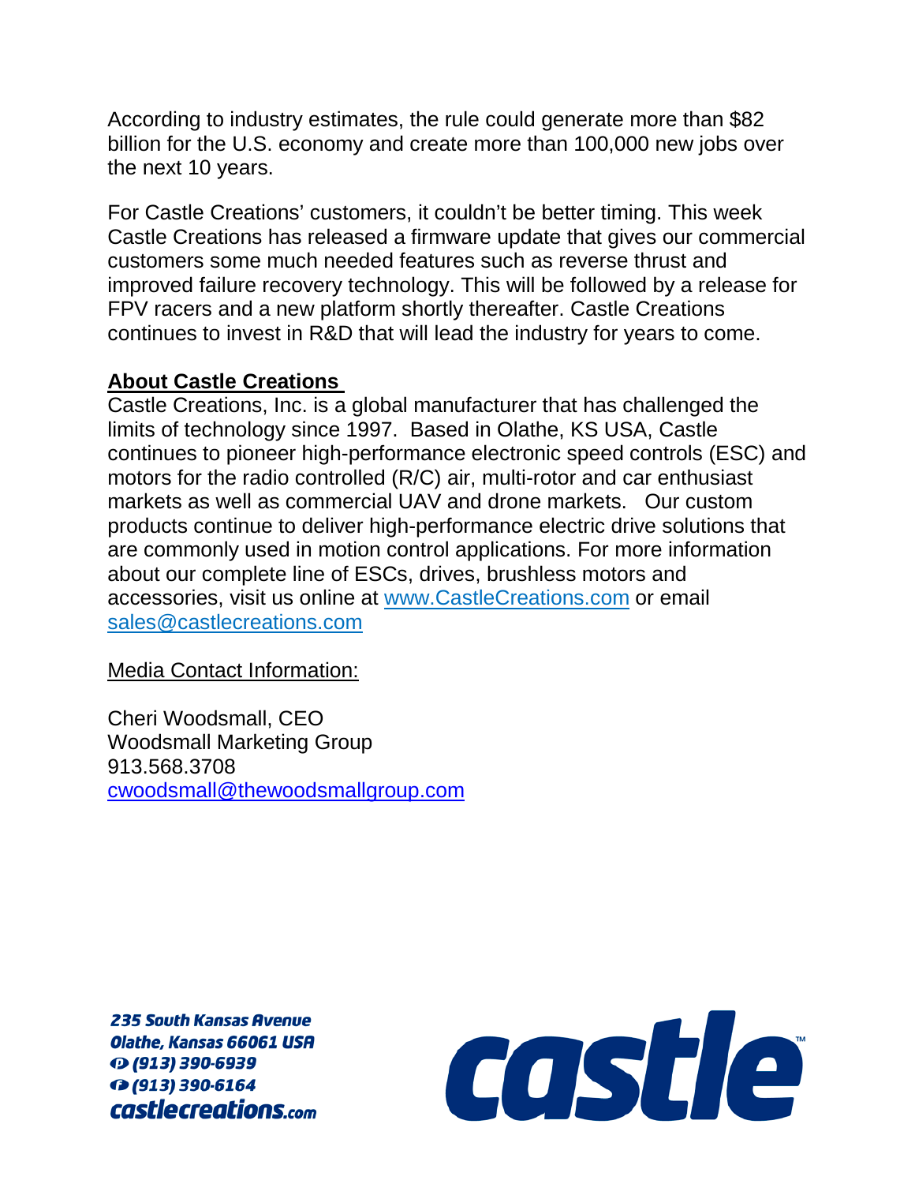According to industry estimates, the rule could generate more than $82 billion for the U.S. economy and create more than 100,000 new jobs over the next 10 years.

For Castle Creations' customers, it couldn't be better timing. This week Castle Creations has released a firmware update that gives our commercial customers some much needed features such as reverse thrust and improved failure recovery technology. This will be followed by a release for FPV racers and a new platform shortly thereafter. Castle Creations continues to invest in R&D that will lead the industry for years to come.

**About Castle Creations**

Castle Creations, Inc. is a global manufacturer that has challenged the limits of technology since 1997. Based in Olathe, KS USA, Castle continues to pioneer high-performance electronic speed controls (ESC) and motors for the radio controlled (R/C) air, multi-rotor and car enthusiast markets as well as commercial UAV and drone markets. Our custom products continue to deliver high-performance electric drive solutions that are commonly used in motion control applications. For more information about our complete line of ESCs, drives, brushless motors and accessories, visit us online at www.CastleCreations.com or email sales@castlecreations.com

Media Contact Information:

Cheri Woodsmall, CEO
Woodsmall Marketing Group
913.568.3708
cwoodsmall@thewoodsmallgroup.com

235 South Kansas Avenue
Olathe, Kansas 66061 USA
P (913) 390-6939
F (913) 390-6164
castlecreations.com

castle™